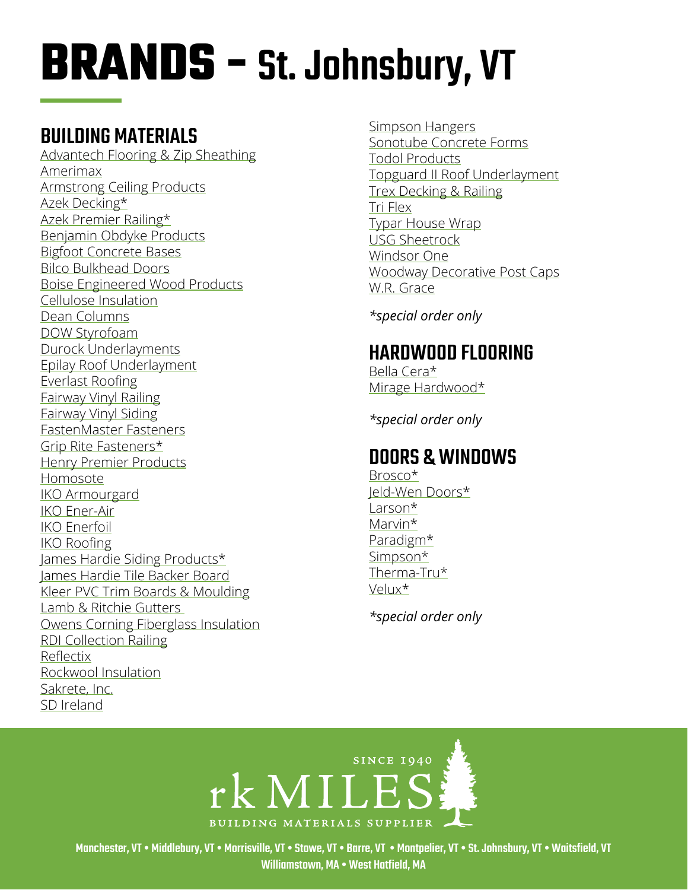# BRANDS – St. Johnsbury, VT

## BUILDING MATERIALS

Advantech Flooring & Zip Sheathing
Amerimax
Armstrong Ceiling Products
Azek Decking*
Azek Premier Railing*
Benjamin Obdyke Products
Bigfoot Concrete Bases
Bilco Bulkhead Doors
Boise Engineered Wood Products
Cellulose Insulation
Dean Columns
DOW Styrofoam
Durock Underlayments
Epilay Roof Underlayment
Everlast Roofing
Fairway Vinyl Railing
Fairway Vinyl Siding
FastenMaster Fasteners
Grip Rite Fasteners*
Henry Premier Products
Homosote
IKO Armourgard
IKO Ener-Air
IKO Enerfoil
IKO Roofing
James Hardie Siding Products*
James Hardie Tile Backer Board
Kleer PVC Trim Boards & Moulding
Lamb & Ritchie Gutters
Owens Corning Fiberglass Insulation
RDI Collection Railing
Reflectix
Rockwool Insulation
Sakrete, Inc.
SD Ireland
Simpson Hangers
Sonotube Concrete Forms
Todol Products
Topguard II Roof Underlayment
Trex Decking & Railing
Tri Flex
Typar House Wrap
USG Sheetrock
Windsor One
Woodway Decorative Post Caps
W.R. Grace

*\*special order only*

## HARDWOOD FLOORING

Bella Cera*
Mirage Hardwood*

*\*special order only*

## DOORS & WINDOWS

Brosco*
Jeld-Wen Doors*
Larson*
Marvin*
Paradigm*
Simpson*
Therma-Tru*
Velux*

*\*special order only*

SINCE 1940
rk MILES
BUILDING MATERIALS SUPPLIER

Manchester, VT • Middlebury, VT • Morrisville, VT • Stowe, VT • Barre, VT • Montpelier, VT • St. Johnsbury, VT • Waitsfield, VT
Williamstown, MA • West Hatfield, MA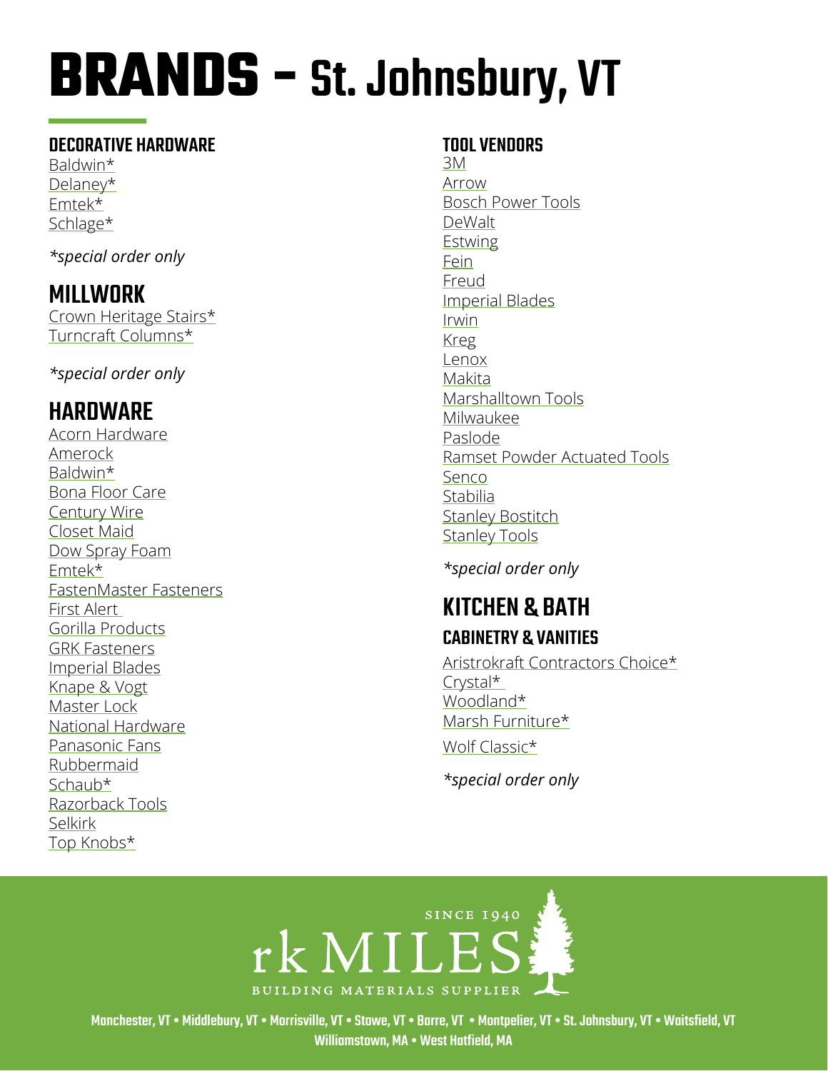# BRANDS – St. Johnsbury, VT

## DECORATIVE HARDWARE

Baldwin*
Delaney*
Emtek*
Schlage*

*\*special order only*

## MILLWORK

Crown Heritage Stairs*
Turncraft Columns*

*\*special order only*

## HARDWARE

Acorn Hardware
Amerock
Baldwin*
Bona Floor Care
Century Wire
Closet Maid
Dow Spray Foam
Emtek*
FastenMaster Fasteners
First Alert
Gorilla Products
GRK Fasteners
Imperial Blades
Knape & Vogt
Master Lock
National Hardware
Panasonic Fans
Rubbermaid
Schaub*
Razorback Tools
Selkirk
Top Knobs*

## TOOL VENDORS

3M
Arrow
Bosch Power Tools
DeWalt
Estwing
Fein
Freud
Imperial Blades
Irwin
Kreg
Lenox
Makita
Marshalltown Tools
Milwaukee
Paslode
Ramset Powder Actuated Tools
Senco
Stabilia
Stanley Bostitch
Stanley Tools

*\*special order only*

## KITCHEN & BATH

### CABINETRY & VANITIES

Aristrokraft Contractors Choice*
Crystal*
Woodland*
Marsh Furniture*
Wolf Classic*

*\*special order only*

SINCE 1940
rk MILES
BUILDING MATERIALS SUPPLIER

Manchester, VT • Middlebury, VT • Morrisville, VT • Stowe, VT • Barre, VT • Montpelier, VT • St. Johnsbury, VT • Waitsfield, VT
Williamstown, MA • West Hatfield, MA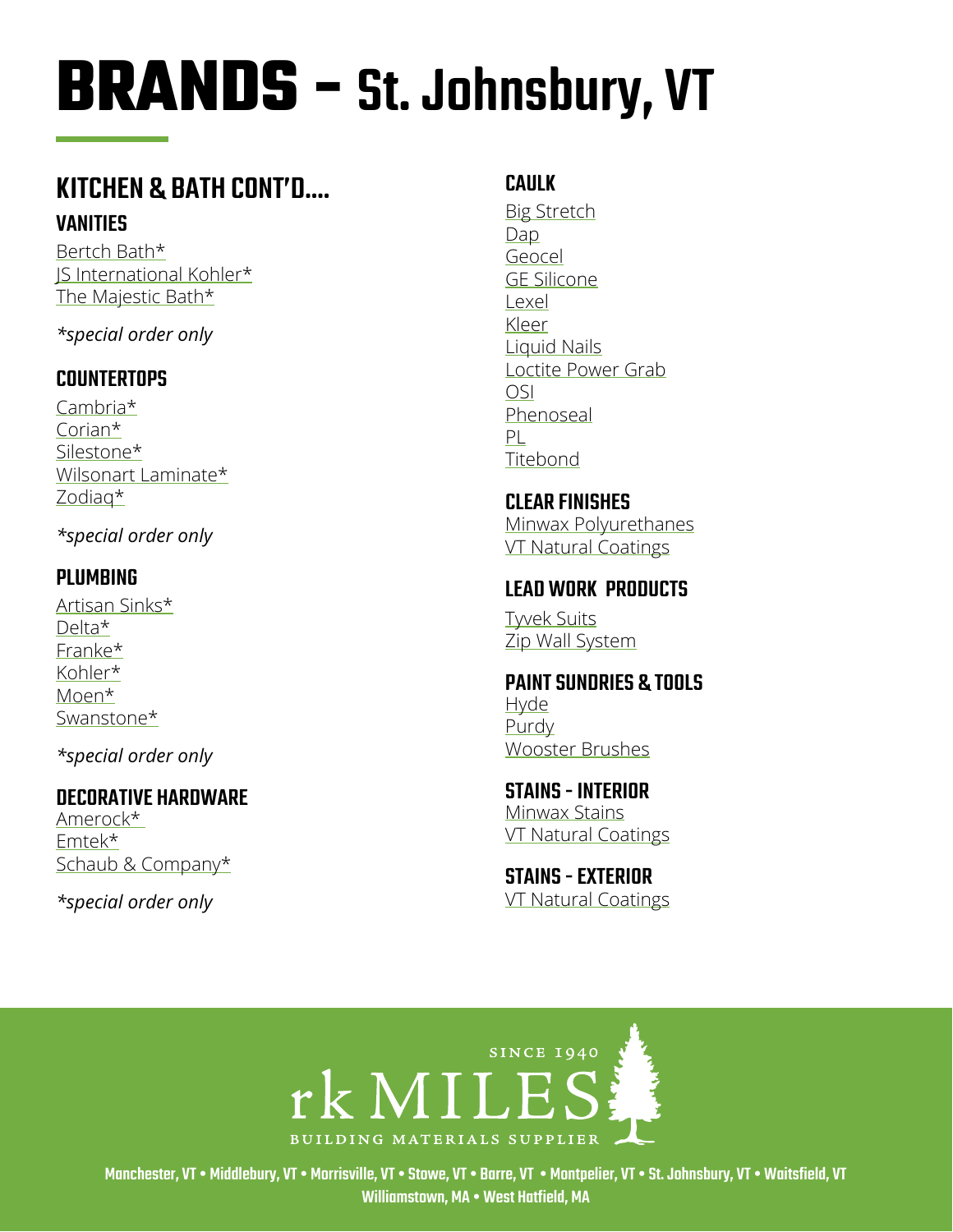# BRANDS – St. Johnsbury, VT

## KITCHEN & BATH CONT'D....

### VANITIES

Bertch Bath*
JS International Kohler*
The Majestic Bath*

*special order only*

### COUNTERTOPS

Cambria*
Corian*
Silestone*
Wilsonart Laminate*
Zodiaq*

*special order only*

### PLUMBING

Artisan Sinks*
Delta*
Franke*
Kohler*
Moen*
Swanstone*

*special order only*

### DECORATIVE HARDWARE

Amerock*
Emtek*
Schaub & Company*

*special order only*

### CAULK

Big Stretch
Dap
Geocel
GE Silicone
Lexel
Kleer
Liquid Nails
Loctite Power Grab
OSI
Phenoseal
PL
Titebond

### CLEAR FINISHES

Minwax Polyurethanes
VT Natural Coatings

### LEAD WORK PRODUCTS

Tyvek Suits
Zip Wall System

### PAINT SUNDRIES & TOOLS

Hyde
Purdy
Wooster Brushes

### STAINS - INTERIOR

Minwax Stains
VT Natural Coatings

### STAINS - EXTERIOR

VT Natural Coatings

SINCE 1940
rk MILES
BUILDING MATERIALS SUPPLIER

Manchester, VT • Middlebury, VT • Morrisville, VT • Stowe, VT • Barre, VT • Montpelier, VT • St. Johnsbury, VT • Waitsfield, VT
Williamstown, MA • West Hatfield, MA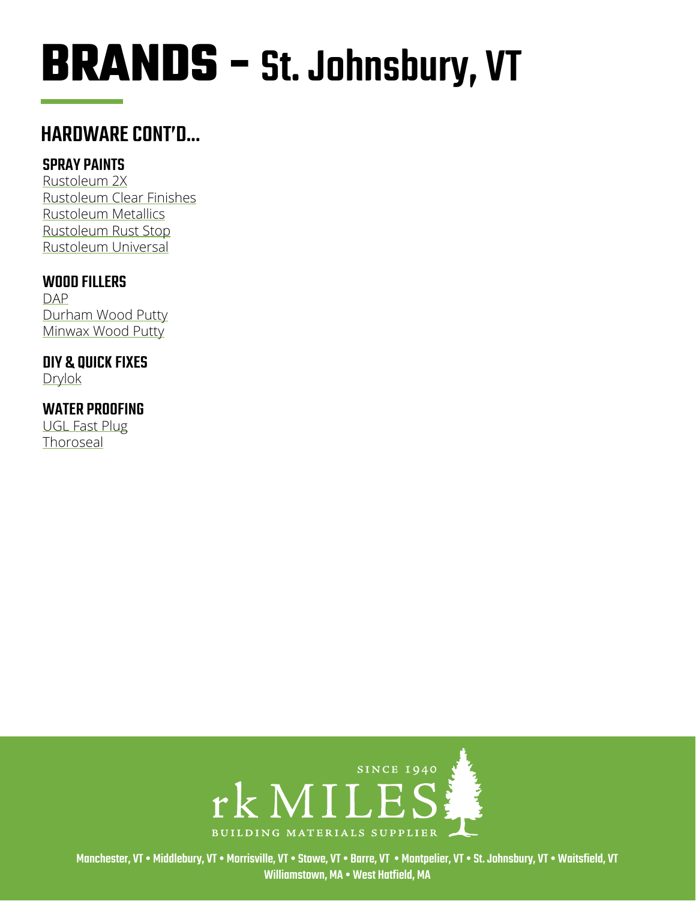# BRANDS – St. Johnsbury, VT

## HARDWARE CONT'D...

### SPRAY PAINTS

Rustoleum 2X
Rustoleum Clear Finishes
Rustoleum Metallics
Rustoleum Rust Stop
Rustoleum Universal

### WOOD FILLERS

DAP
Durham Wood Putty
Minwax Wood Putty

### DIY & QUICK FIXES

Drylok

### WATER PROOFING

UGL Fast Plug
Thoroseal